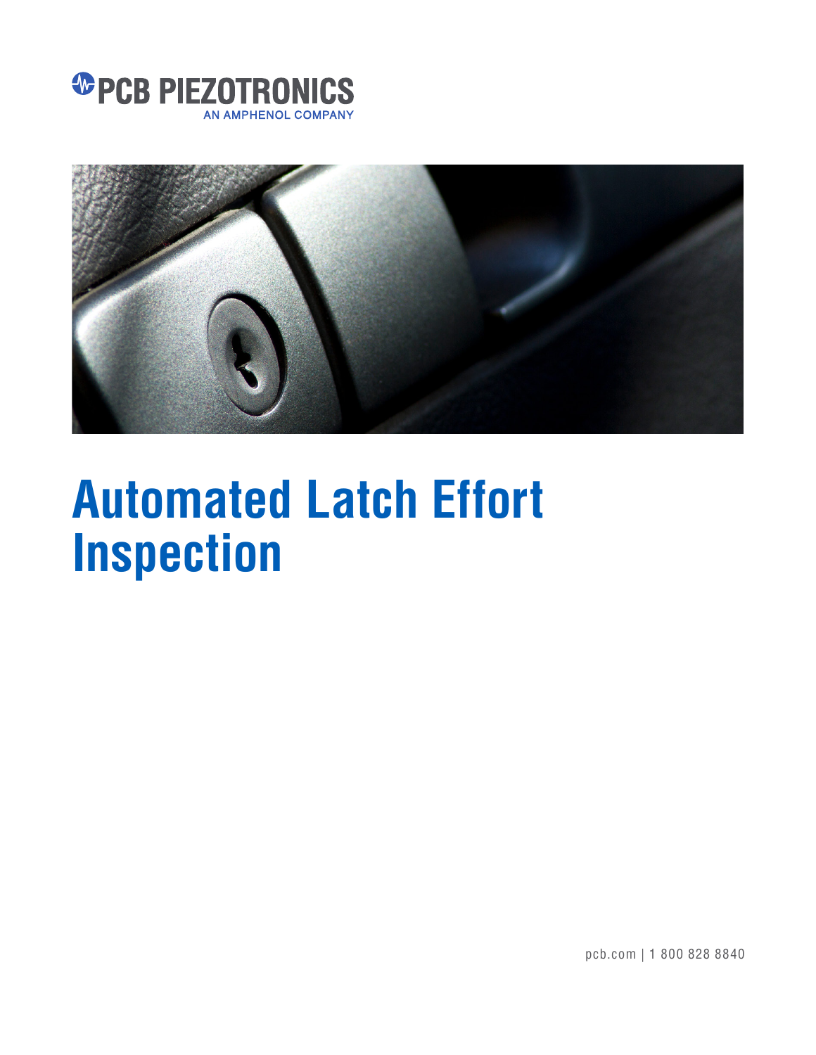PCB PIEZOTRONICS
AN AMPHENOL COMPANY

# Automated Latch Effort Inspection

pcb.com | 1 800 828 8840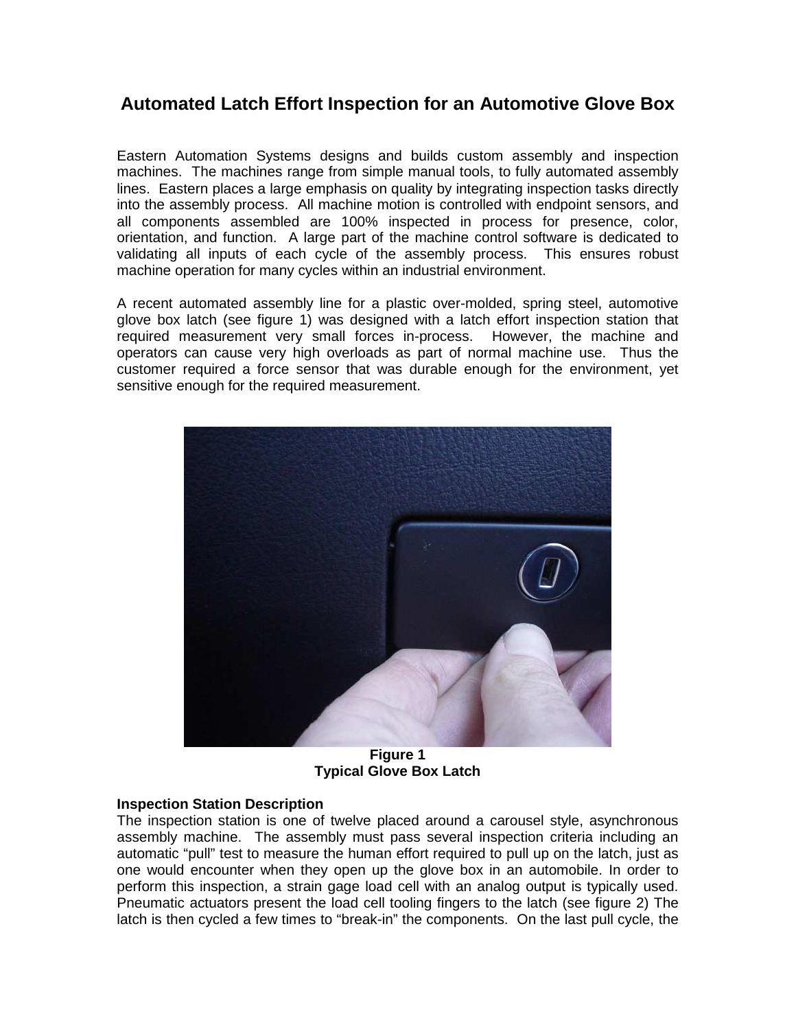# Automated Latch Effort Inspection for an Automotive Glove Box

Eastern Automation Systems designs and builds custom assembly and inspection machines. The machines range from simple manual tools, to fully automated assembly lines. Eastern places a large emphasis on quality by integrating inspection tasks directly into the assembly process. All machine motion is controlled with endpoint sensors, and all components assembled are 100% inspected in process for presence, color, orientation, and function. A large part of the machine control software is dedicated to validating all inputs of each cycle of the assembly process. This ensures robust machine operation for many cycles within an industrial environment.

A recent automated assembly line for a plastic over-molded, spring steel, automotive glove box latch (see figure 1) was designed with a latch effort inspection station that required measurement very small forces in-process. However, the machine and operators can cause very high overloads as part of normal machine use. Thus the customer required a force sensor that was durable enough for the environment, yet sensitive enough for the required measurement.

**Figure 1**
**Typical Glove Box Latch**

**Inspection Station Description**
The inspection station is one of twelve placed around a carousel style, asynchronous assembly machine. The assembly must pass several inspection criteria including an automatic "pull" test to measure the human effort required to pull up on the latch, just as one would encounter when they open up the glove box in an automobile. In order to perform this inspection, a strain gage load cell with an analog output is typically used. Pneumatic actuators present the load cell tooling fingers to the latch (see figure 2) The latch is then cycled a few times to "break-in" the components. On the last pull cycle, the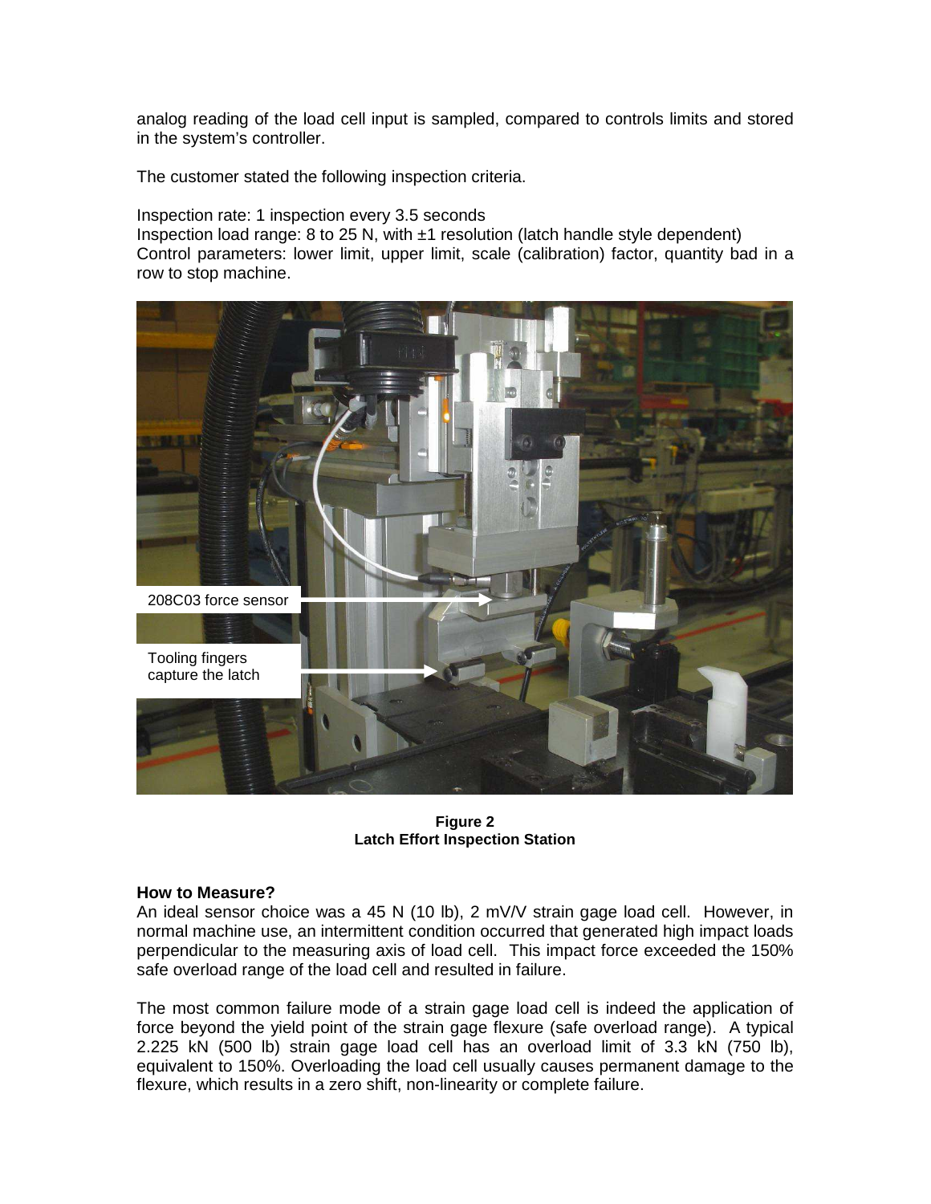analog reading of the load cell input is sampled, compared to controls limits and stored in the system's controller.

The customer stated the following inspection criteria.

Inspection rate: 1 inspection every 3.5 seconds
Inspection load range: 8 to 25 N, with ±1 resolution (latch handle style dependent)
Control parameters: lower limit, upper limit, scale (calibration) factor, quantity bad in a row to stop machine.

208C03 force sensor

Tooling fingers capture the latch

**Figure 2**
**Latch Effort Inspection Station**

**How to Measure?**

An ideal sensor choice was a 45 N (10 lb), 2 mV/V strain gage load cell. However, in normal machine use, an intermittent condition occurred that generated high impact loads perpendicular to the measuring axis of load cell. This impact force exceeded the 150% safe overload range of the load cell and resulted in failure.

The most common failure mode of a strain gage load cell is indeed the application of force beyond the yield point of the strain gage flexure (safe overload range). A typical 2.225 kN (500 lb) strain gage load cell has an overload limit of 3.3 kN (750 lb), equivalent to 150%. Overloading the load cell usually causes permanent damage to the flexure, which results in a zero shift, non-linearity or complete failure.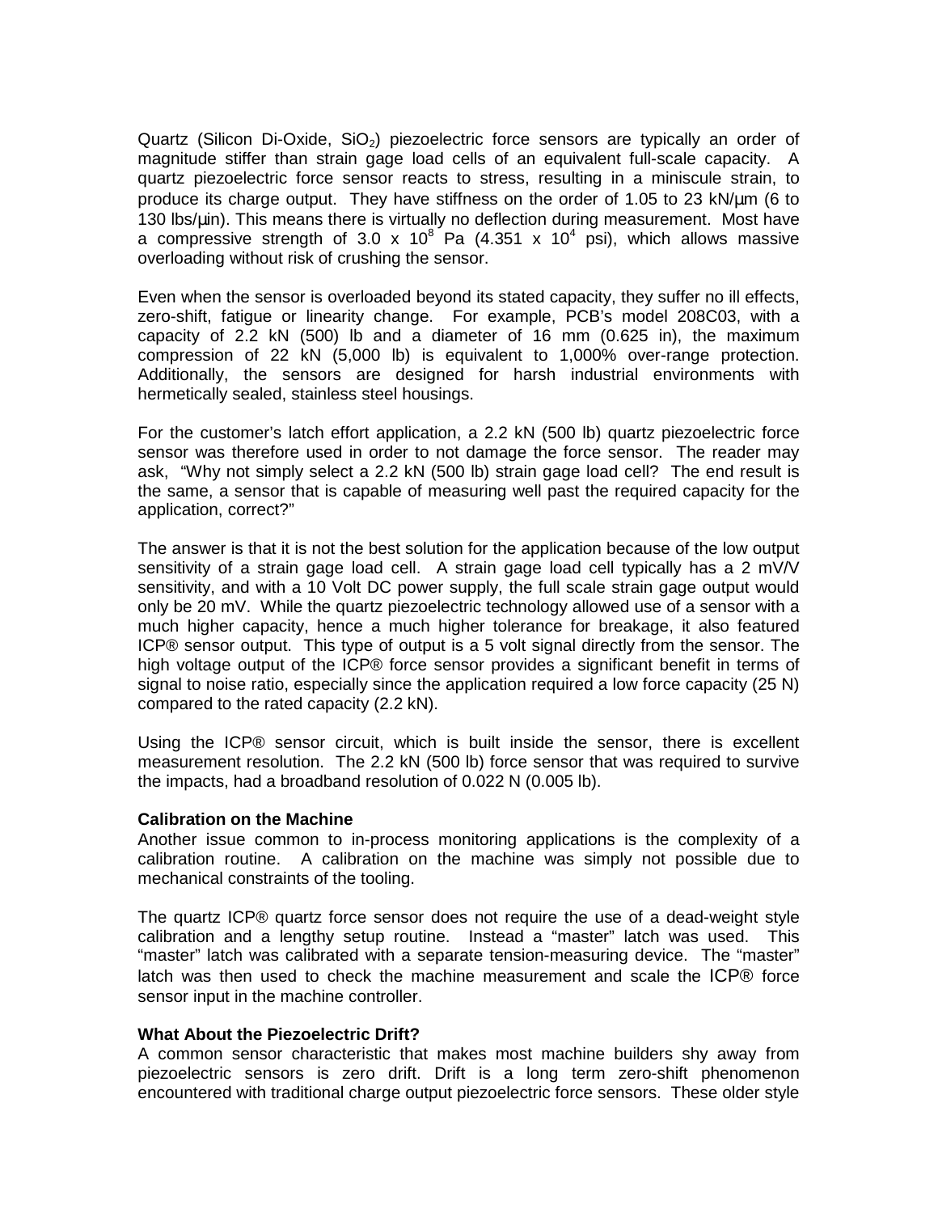Quartz (Silicon Di-Oxide, $SiO_2$) piezoelectric force sensors are typically an order of magnitude stiffer than strain gage load cells of an equivalent full-scale capacity. A quartz piezoelectric force sensor reacts to stress, resulting in a miniscule strain, to produce its charge output. They have stiffness on the order of 1.05 to 23 kN/µm (6 to 130 lbs/µin). This means there is virtually no deflection during measurement. Most have a compressive strength of $3.0 \times 10^8$ Pa ($4.351 \times 10^4$ psi), which allows massive overloading without risk of crushing the sensor.

Even when the sensor is overloaded beyond its stated capacity, they suffer no ill effects, zero-shift, fatigue or linearity change. For example, PCB's model 208C03, with a capacity of 2.2 kN (500) lb and a diameter of 16 mm (0.625 in), the maximum compression of 22 kN (5,000 lb) is equivalent to 1,000% over-range protection. Additionally, the sensors are designed for harsh industrial environments with hermetically sealed, stainless steel housings.

For the customer's latch effort application, a 2.2 kN (500 lb) quartz piezoelectric force sensor was therefore used in order to not damage the force sensor. The reader may ask, "Why not simply select a 2.2 kN (500 lb) strain gage load cell? The end result is the same, a sensor that is capable of measuring well past the required capacity for the application, correct?"

The answer is that it is not the best solution for the application because of the low output sensitivity of a strain gage load cell. A strain gage load cell typically has a 2 mV/V sensitivity, and with a 10 Volt DC power supply, the full scale strain gage output would only be 20 mV. While the quartz piezoelectric technology allowed use of a sensor with a much higher capacity, hence a much higher tolerance for breakage, it also featured ICP® sensor output. This type of output is a 5 volt signal directly from the sensor. The high voltage output of the ICP® force sensor provides a significant benefit in terms of signal to noise ratio, especially since the application required a low force capacity (25 N) compared to the rated capacity (2.2 kN).

Using the ICP® sensor circuit, which is built inside the sensor, there is excellent measurement resolution. The 2.2 kN (500 lb) force sensor that was required to survive the impacts, had a broadband resolution of 0.022 N (0.005 lb).

**Calibration on the Machine**

Another issue common to in-process monitoring applications is the complexity of a calibration routine. A calibration on the machine was simply not possible due to mechanical constraints of the tooling.

The quartz ICP® quartz force sensor does not require the use of a dead-weight style calibration and a lengthy setup routine. Instead a "master" latch was used. This "master" latch was calibrated with a separate tension-measuring device. The "master" latch was then used to check the machine measurement and scale the ICP® force sensor input in the machine controller.

**What About the Piezoelectric Drift?**

A common sensor characteristic that makes most machine builders shy away from piezoelectric sensors is zero drift. Drift is a long term zero-shift phenomenon encountered with traditional charge output piezoelectric force sensors. These older style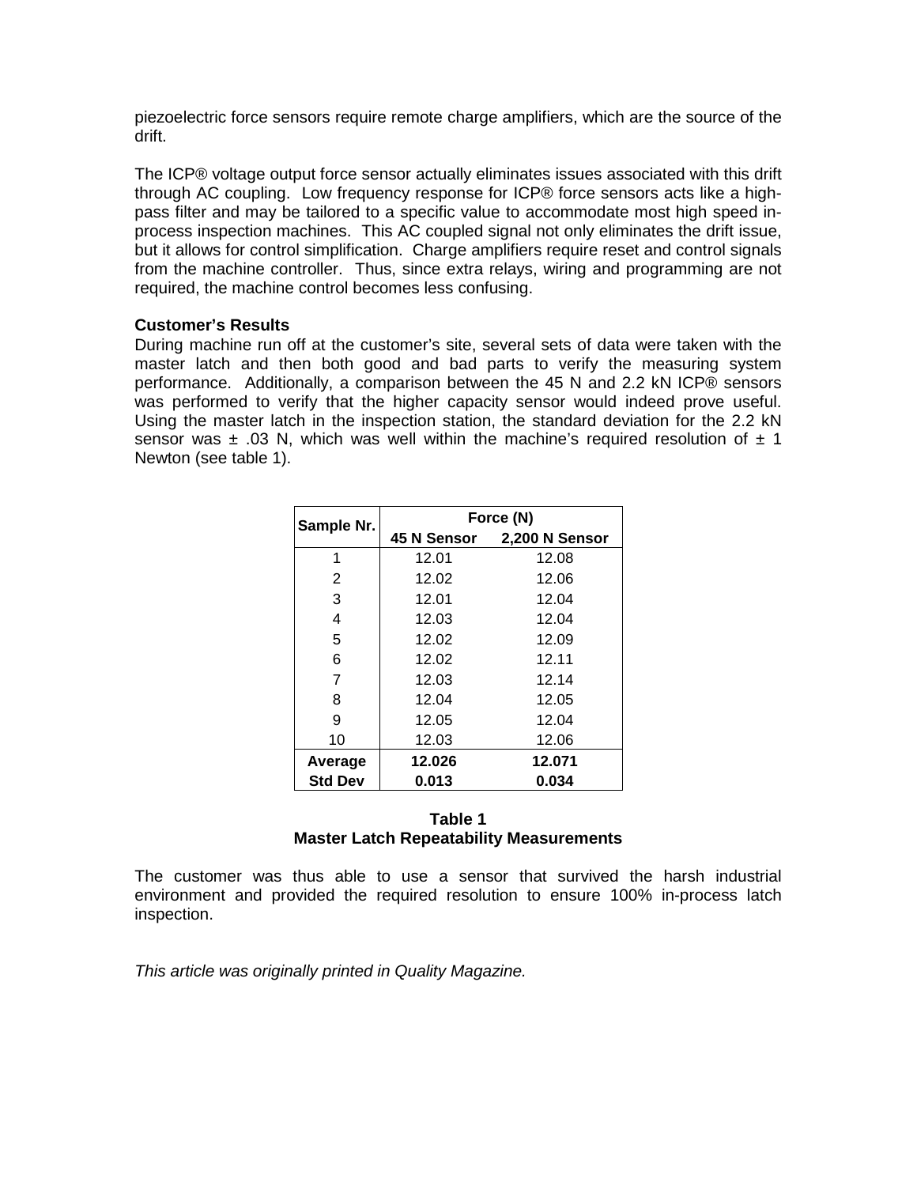piezoelectric force sensors require remote charge amplifiers, which are the source of the drift.

The ICP® voltage output force sensor actually eliminates issues associated with this drift through AC coupling. Low frequency response for ICP® force sensors acts like a high-pass filter and may be tailored to a specific value to accommodate most high speed in-process inspection machines. This AC coupled signal not only eliminates the drift issue, but it allows for control simplification. Charge amplifiers require reset and control signals from the machine controller. Thus, since extra relays, wiring and programming are not required, the machine control becomes less confusing.

**Customer's Results**

During machine run off at the customer's site, several sets of data were taken with the master latch and then both good and bad parts to verify the measuring system performance. Additionally, a comparison between the 45 N and 2.2 kN ICP® sensors was performed to verify that the higher capacity sensor would indeed prove useful. Using the master latch in the inspection station, the standard deviation for the 2.2 kN sensor was ± .03 N, which was well within the machine's required resolution of ± 1 Newton (see table 1).

| Sample Nr. | Force (N) | |
|---|---|---|
| | **45 N Sensor** | **2,200 N Sensor** |
| 1 | 12.01 | 12.08 |
| 2 | 12.02 | 12.06 |
| 3 | 12.01 | 12.04 |
| 4 | 12.03 | 12.04 |
| 5 | 12.02 | 12.09 |
| 6 | 12.02 | 12.11 |
| 7 | 12.03 | 12.14 |
| 8 | 12.04 | 12.05 |
| 9 | 12.05 | 12.04 |
| 10 | 12.03 | 12.06 |
| **Average** | **12.026** | **12.071** |
| **Std Dev** | **0.013** | **0.034** |

**Table 1**
**Master Latch Repeatability Measurements**

The customer was thus able to use a sensor that survived the harsh industrial environment and provided the required resolution to ensure 100% in-process latch inspection.

*This article was originally printed in Quality Magazine.*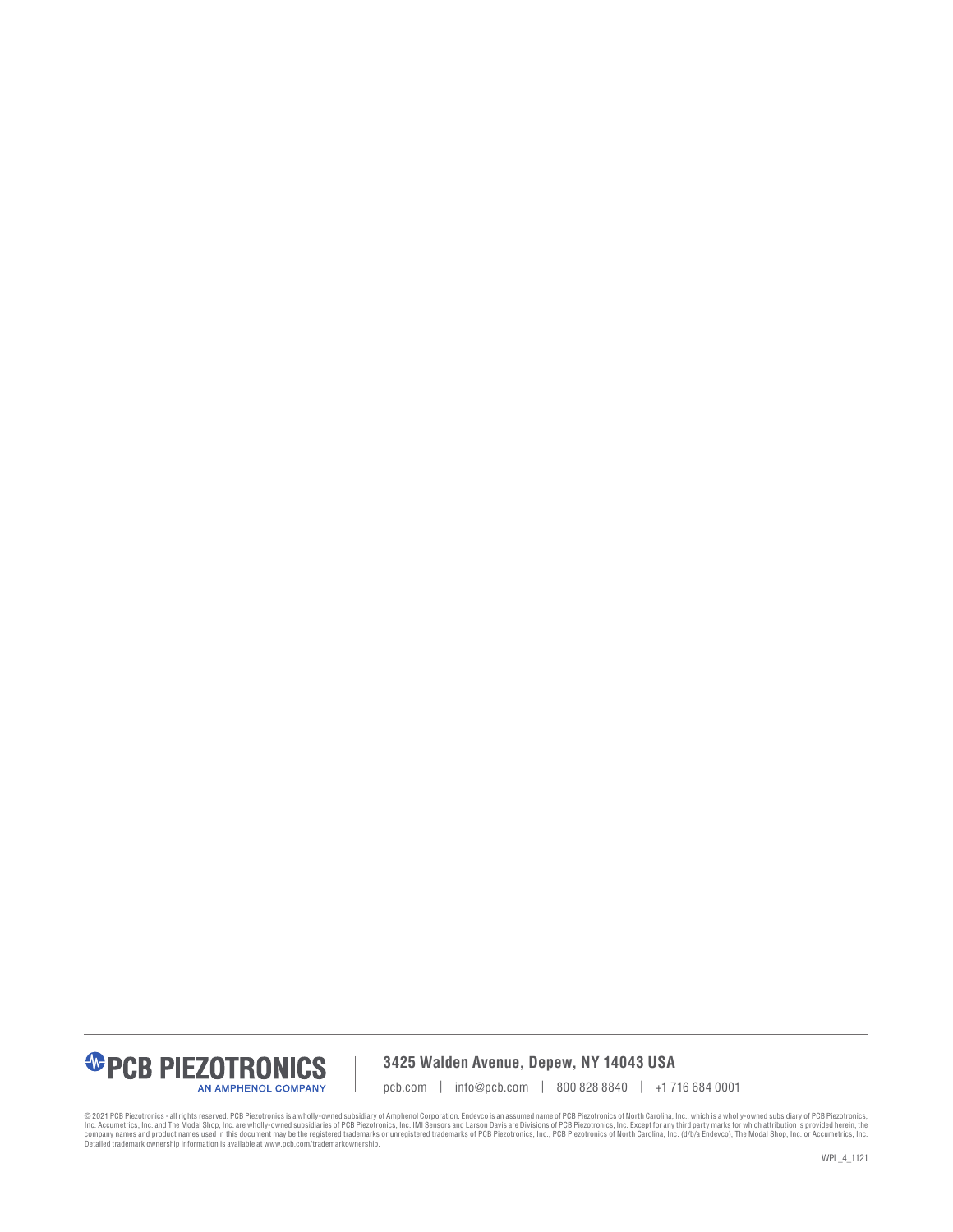PCB PIEZOTRONICS
AN AMPHENOL COMPANY

**3425 Walden Avenue, Depew, NY 14043 USA**

pcb.com | info@pcb.com | 800 828 8840 | +1 716 684 0001

© 2021 PCB Piezotronics - all rights reserved. PCB Piezotronics is a wholly-owned subsidiary of Amphenol Corporation. Endevco is an assumed name of PCB Piezotronics of North Carolina, Inc., which is a wholly-owned subsidiary of PCB Piezotronics, Inc. Accumetrics, Inc. and The Modal Shop, Inc. are wholly-owned subsidiaries of PCB Piezotronics, Inc. IMI Sensors and Larson Davis are Divisions of PCB Piezotronics, Inc. Except for any third party marks for which attribution is provided herein, the company names and product names used in this document may be the registered trademarks or unregistered trademarks of PCB Piezotronics, Inc., PCB Piezotronics of North Carolina, Inc. (d/b/a Endevco), The Modal Shop, Inc. or Accumetrics, Inc. Detailed trademark ownership information is available at www.pcb.com/trademarkownership.

WPL_4_1121